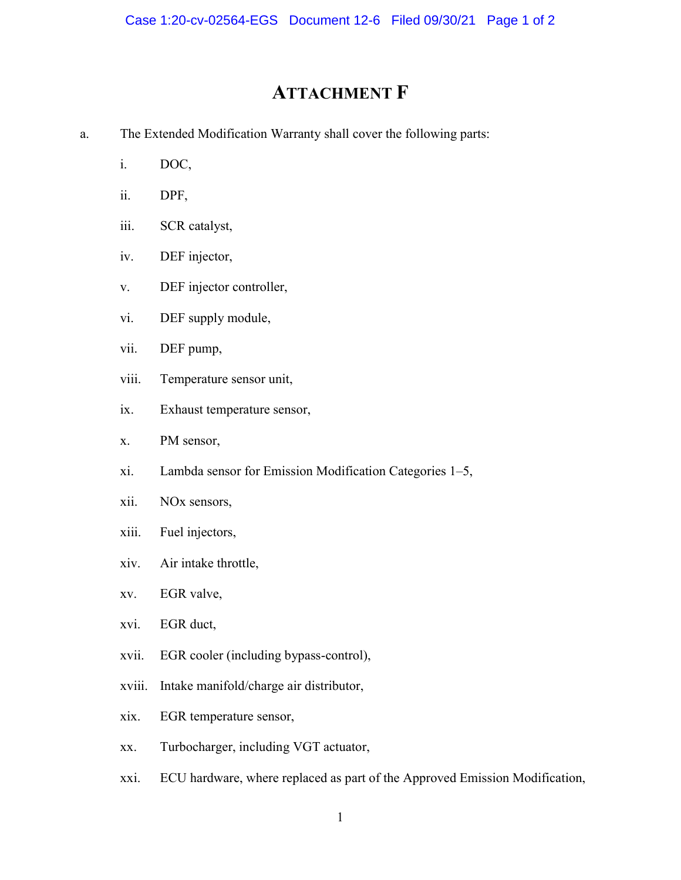# ATTACHMENT F

a. The Extended Modification Warranty shall cover the following parts:

i. DOC,

ii. DPF,

iii. SCR catalyst,

iv. DEF injector,

v. DEF injector controller,

vi. DEF supply module,

vii. DEF pump,

viii. Temperature sensor unit,

ix. Exhaust temperature sensor,

x. PM sensor,

xi. Lambda sensor for Emission Modification Categories 1–5,

xii. NOx sensors,

xiii. Fuel injectors,

xiv. Air intake throttle,

xv. EGR valve,

xvi. EGR duct,

xvii. EGR cooler (including bypass-control),

xviii. Intake manifold/charge air distributor,

xix. EGR temperature sensor,

xx. Turbocharger, including VGT actuator,

xxi. ECU hardware, where replaced as part of the Approved Emission Modification,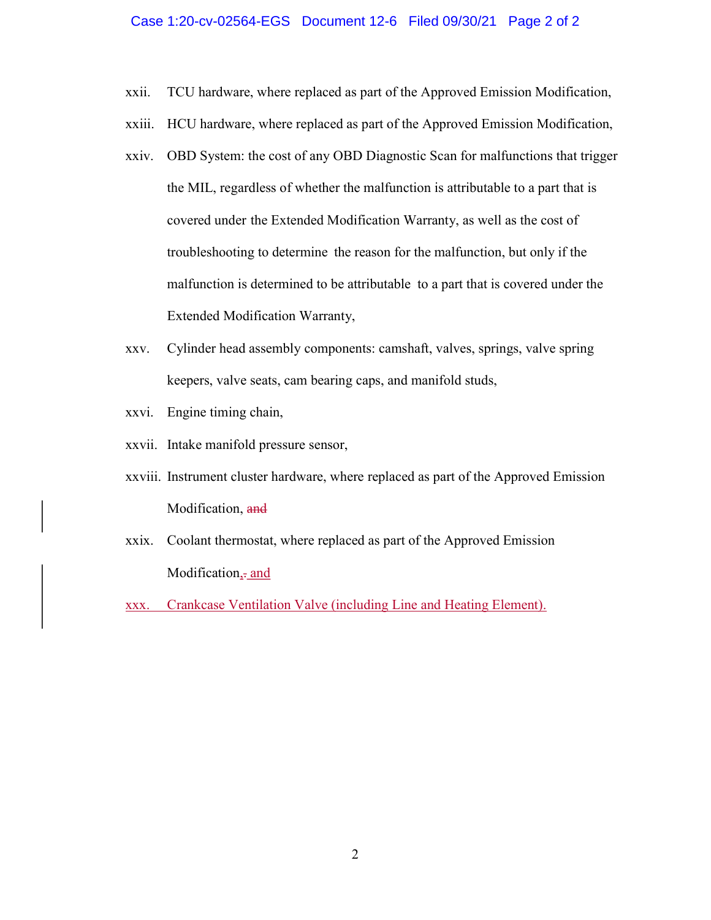xxii. TCU hardware, where replaced as part of the Approved Emission Modification,

xxiii. HCU hardware, where replaced as part of the Approved Emission Modification,

xxiv. OBD System: the cost of any OBD Diagnostic Scan for malfunctions that trigger the MIL, regardless of whether the malfunction is attributable to a part that is covered under the Extended Modification Warranty, as well as the cost of troubleshooting to determine the reason for the malfunction, but only if the malfunction is determined to be attributable to a part that is covered under the Extended Modification Warranty,

xxv. Cylinder head assembly components: camshaft, valves, springs, valve spring keepers, valve seats, cam bearing caps, and manifold studs,

xxvi. Engine timing chain,

xxvii. Intake manifold pressure sensor,

xxviii. Instrument cluster hardware, where replaced as part of the Approved Emission Modification, ~~and~~

xxix. Coolant thermostat, where replaced as part of the Approved Emission Modification, ~~.~~ and

xxx. Crankcase Ventilation Valve (including Line and Heating Element).